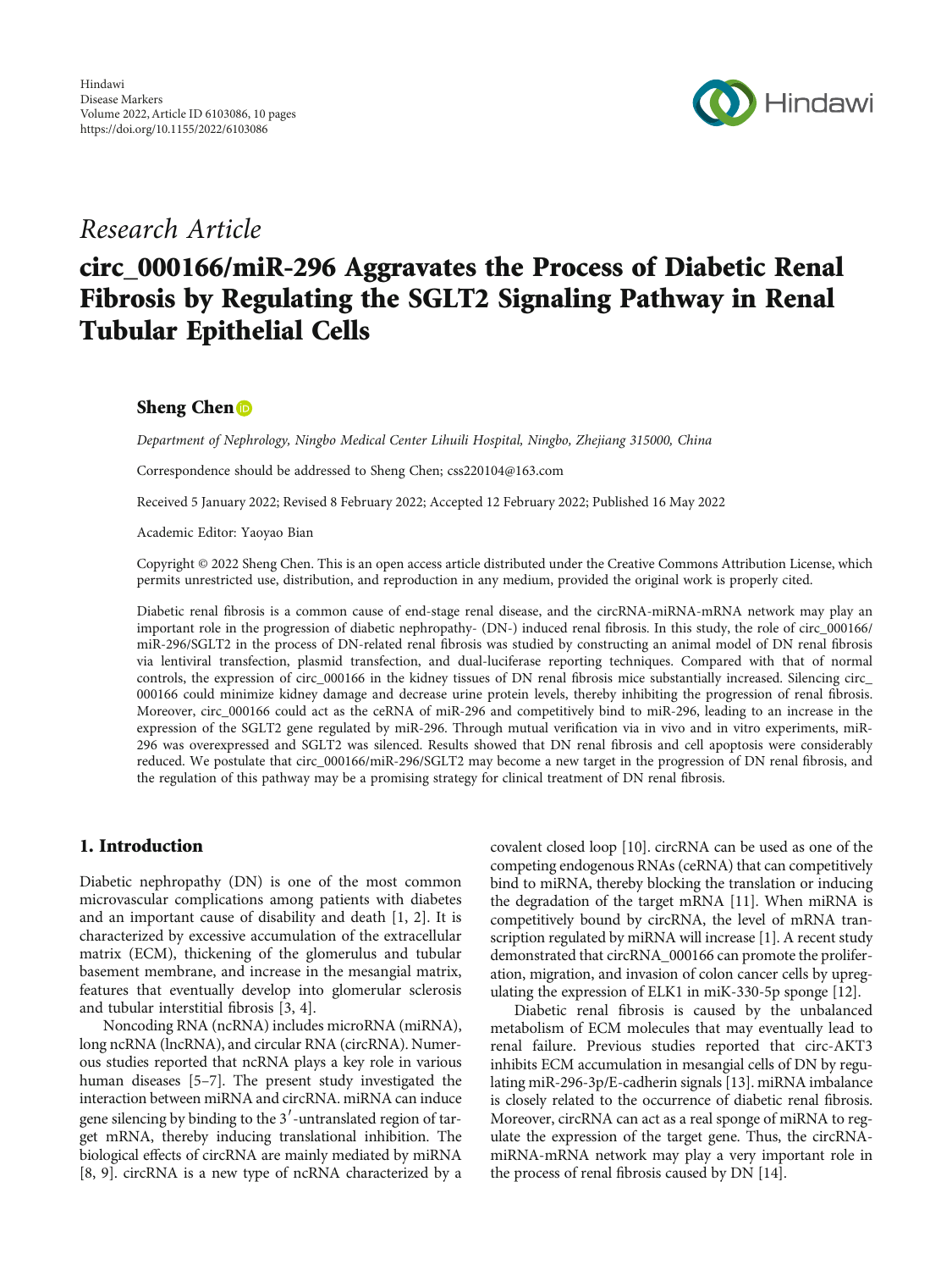Hindawi
Disease Markers
Volume 2022, Article ID 6103086, 10 pages
https://doi.org/10.1155/2022/6103086

*Research Article*

# circ_000166/miR-296 Aggravates the Process of Diabetic Renal Fibrosis by Regulating the SGLT2 Signaling Pathway in Renal Tubular Epithelial Cells

**Sheng Chen**

*Department of Nephrology, Ningbo Medical Center Lihuili Hospital, Ningbo, Zhejiang 315000, China*

Correspondence should be addressed to Sheng Chen; css220104@163.com

Received 5 January 2022; Revised 8 February 2022; Accepted 12 February 2022; Published 16 May 2022

Academic Editor: Yaoyao Bian

Copyright © 2022 Sheng Chen. This is an open access article distributed under the Creative Commons Attribution License, which permits unrestricted use, distribution, and reproduction in any medium, provided the original work is properly cited.

Diabetic renal fibrosis is a common cause of end-stage renal disease, and the circRNA-miRNA-mRNA network may play an important role in the progression of diabetic nephropathy- (DN-) induced renal fibrosis. In this study, the role of circ_000166/miR-296/SGLT2 in the process of DN-related renal fibrosis was studied by constructing an animal model of DN renal fibrosis via lentiviral transfection, plasmid transfection, and dual-luciferase reporting techniques. Compared with that of normal controls, the expression of circ_000166 in the kidney tissues of DN renal fibrosis mice substantially increased. Silencing circ_000166 could minimize kidney damage and decrease urine protein levels, thereby inhibiting the progression of renal fibrosis. Moreover, circ_000166 could act as the ceRNA of miR-296 and competitively bind to miR-296, leading to an increase in the expression of the SGLT2 gene regulated by miR-296. Through mutual verification via in vivo and in vitro experiments, miR-296 was overexpressed and SGLT2 was silenced. Results showed that DN renal fibrosis and cell apoptosis were considerably reduced. We postulate that circ_000166/miR-296/SGLT2 may become a new target in the progression of DN renal fibrosis, and the regulation of this pathway may be a promising strategy for clinical treatment of DN renal fibrosis.

## 1. Introduction

Diabetic nephropathy (DN) is one of the most common microvascular complications among patients with diabetes and an important cause of disability and death [1, 2]. It is characterized by excessive accumulation of the extracellular matrix (ECM), thickening of the glomerulus and tubular basement membrane, and increase in the mesangial matrix, features that eventually develop into glomerular sclerosis and tubular interstitial fibrosis [3, 4].

Noncoding RNA (ncRNA) includes microRNA (miRNA), long ncRNA (lncRNA), and circular RNA (circRNA). Numerous studies reported that ncRNA plays a key role in various human diseases [5–7]. The present study investigated the interaction between miRNA and circRNA. miRNA can induce gene silencing by binding to the $3'$-untranslated region of target mRNA, thereby inducing translational inhibition. The biological effects of circRNA are mainly mediated by miRNA [8, 9]. circRNA is a new type of ncRNA characterized by a covalent closed loop [10]. circRNA can be used as one of the competing endogenous RNAs (ceRNA) that can competitively bind to miRNA, thereby blocking the translation or inducing the degradation of the target mRNA [11]. When miRNA is competitively bound by circRNA, the level of mRNA transcription regulated by miRNA will increase [1]. A recent study demonstrated that circRNA_000166 can promote the proliferation, migration, and invasion of colon cancer cells by upregulating the expression of ELK1 in miK-330-5p sponge [12].

Diabetic renal fibrosis is caused by the unbalanced metabolism of ECM molecules that may eventually lead to renal failure. Previous studies reported that circ-AKT3 inhibits ECM accumulation in mesangial cells of DN by regulating miR-296-3p/E-cadherin signals [13]. miRNA imbalance is closely related to the occurrence of diabetic renal fibrosis. Moreover, circRNA can act as a real sponge of miRNA to regulate the expression of the target gene. Thus, the circRNA-miRNA-mRNA network may play a very important role in the process of renal fibrosis caused by DN [14].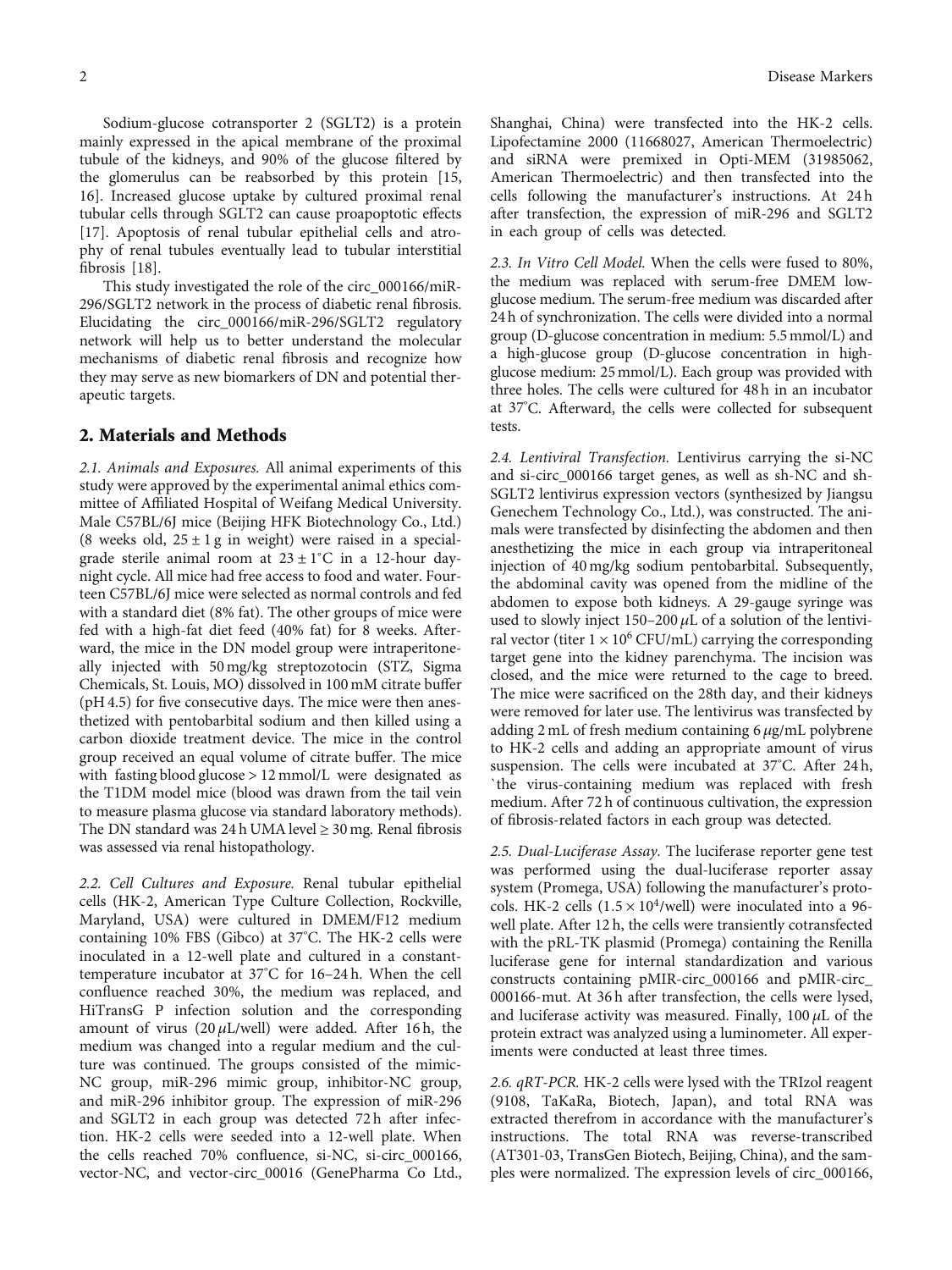Sodium-glucose cotransporter 2 (SGLT2) is a protein mainly expressed in the apical membrane of the proximal tubule of the kidneys, and 90% of the glucose filtered by the glomerulus can be reabsorbed by this protein [15, 16]. Increased glucose uptake by cultured proximal renal tubular cells through SGLT2 can cause proapoptotic effects [17]. Apoptosis of renal tubular epithelial cells and atrophy of renal tubules eventually lead to tubular interstitial fibrosis [18].

This study investigated the role of the circ_000166/miR-296/SGLT2 network in the process of diabetic renal fibrosis. Elucidating the circ_000166/miR-296/SGLT2 regulatory network will help us to better understand the molecular mechanisms of diabetic renal fibrosis and recognize how they may serve as new biomarkers of DN and potential therapeutic targets.

## 2. Materials and Methods

*2.1. Animals and Exposures.* All animal experiments of this study were approved by the experimental animal ethics committee of Affiliated Hospital of Weifang Medical University. Male C57BL/6J mice (Beijing HFK Biotechnology Co., Ltd.) (8 weeks old, $25 \pm 1$ g in weight) were raised in a special-grade sterile animal room at $23 \pm 1$°C in a 12-hour day-night cycle. All mice had free access to food and water. Fourteen C57BL/6J mice were selected as normal controls and fed with a standard diet (8% fat). The other groups of mice were fed with a high-fat diet feed (40% fat) for 8 weeks. Afterward, the mice in the DN model group were intraperitoneally injected with 50 mg/kg streptozotocin (STZ, Sigma Chemicals, St. Louis, MO) dissolved in 100 mM citrate buffer (pH 4.5) for five consecutive days. The mice were then anesthetized with pentobarbital sodium and then killed using a carbon dioxide treatment device. The mice in the control group received an equal volume of citrate buffer. The mice with fasting blood glucose > 12 mmol/L were designated as the T1DM model mice (blood was drawn from the tail vein to measure plasma glucose via standard laboratory methods). The DN standard was 24 h UMA level ≥ 30 mg. Renal fibrosis was assessed via renal histopathology.

*2.2. Cell Cultures and Exposure.* Renal tubular epithelial cells (HK-2, American Type Culture Collection, Rockville, Maryland, USA) were cultured in DMEM/F12 medium containing 10% FBS (Gibco) at 37°C. The HK-2 cells were inoculated in a 12-well plate and cultured in a constant-temperature incubator at 37°C for 16–24 h. When the cell confluence reached 30%, the medium was replaced, and HiTransG P infection solution and the corresponding amount of virus (20 $\mu$L/well) were added. After 16 h, the medium was changed into a regular medium and the culture was continued. The groups consisted of the mimic-NC group, miR-296 mimic group, inhibitor-NC group, and miR-296 inhibitor group. The expression of miR-296 and SGLT2 in each group was detected 72 h after infection. HK-2 cells were seeded into a 12-well plate. When the cells reached 70% confluence, si-NC, si-circ_000166, vector-NC, and vector-circ_00016 (GenePharma Co Ltd., Shanghai, China) were transfected into the HK-2 cells. Lipofectamine 2000 (11668027, American Thermoelectric) and siRNA were premixed in Opti-MEM (31985062, American Thermoelectric) and then transfected into the cells following the manufacturer's instructions. At 24 h after transfection, the expression of miR-296 and SGLT2 in each group of cells was detected.

*2.3. In Vitro Cell Model.* When the cells were fused to 80%, the medium was replaced with serum-free DMEM low-glucose medium. The serum-free medium was discarded after 24 h of synchronization. The cells were divided into a normal group (D-glucose concentration in medium: 5.5 mmol/L) and a high-glucose group (D-glucose concentration in high-glucose medium: 25 mmol/L). Each group was provided with three holes. The cells were cultured for 48 h in an incubator at 37°C. Afterward, the cells were collected for subsequent tests.

*2.4. Lentiviral Transfection.* Lentivirus carrying the si-NC and si-circ_000166 target genes, as well as sh-NC and sh-SGLT2 lentivirus expression vectors (synthesized by Jiangsu Genechem Technology Co., Ltd.), was constructed. The animals were transfected by disinfecting the abdomen and then anesthetizing the mice in each group via intraperitoneal injection of 40 mg/kg sodium pentobarbital. Subsequently, the abdominal cavity was opened from the midline of the abdomen to expose both kidneys. A 29-gauge syringe was used to slowly inject 150–200 $\mu$L of a solution of the lentiviral vector (titer $1 \times 10^6$ CFU/mL) carrying the corresponding target gene into the kidney parenchyma. The incision was closed, and the mice were returned to the cage to breed. The mice were sacrificed on the 28th day, and their kidneys were removed for later use. The lentivirus was transfected by adding 2 mL of fresh medium containing 6 $\mu$g/mL polybrene to HK-2 cells and adding an appropriate amount of virus suspension. The cells were incubated at 37°C. After 24 h, `the virus-containing medium was replaced with fresh medium. After 72 h of continuous cultivation, the expression of fibrosis-related factors in each group was detected.

*2.5. Dual-Luciferase Assay.* The luciferase reporter gene test was performed using the dual-luciferase reporter assay system (Promega, USA) following the manufacturer's protocols. HK-2 cells ($1.5 \times 10^4$/well) were inoculated into a 96-well plate. After 12 h, the cells were transiently cotransfected with the pRL-TK plasmid (Promega) containing the Renilla luciferase gene for internal standardization and various constructs containing pMIR-circ_000166 and pMIR-circ_000166-mut. At 36 h after transfection, the cells were lysed, and luciferase activity was measured. Finally, 100 $\mu$L of the protein extract was analyzed using a luminometer. All experiments were conducted at least three times.

*2.6. qRT-PCR.* HK-2 cells were lysed with the TRIzol reagent (9108, TaKaRa, Biotech, Japan), and total RNA was extracted therefrom in accordance with the manufacturer's instructions. The total RNA was reverse-transcribed (AT301-03, TransGen Biotech, Beijing, China), and the samples were normalized. The expression levels of circ_000166,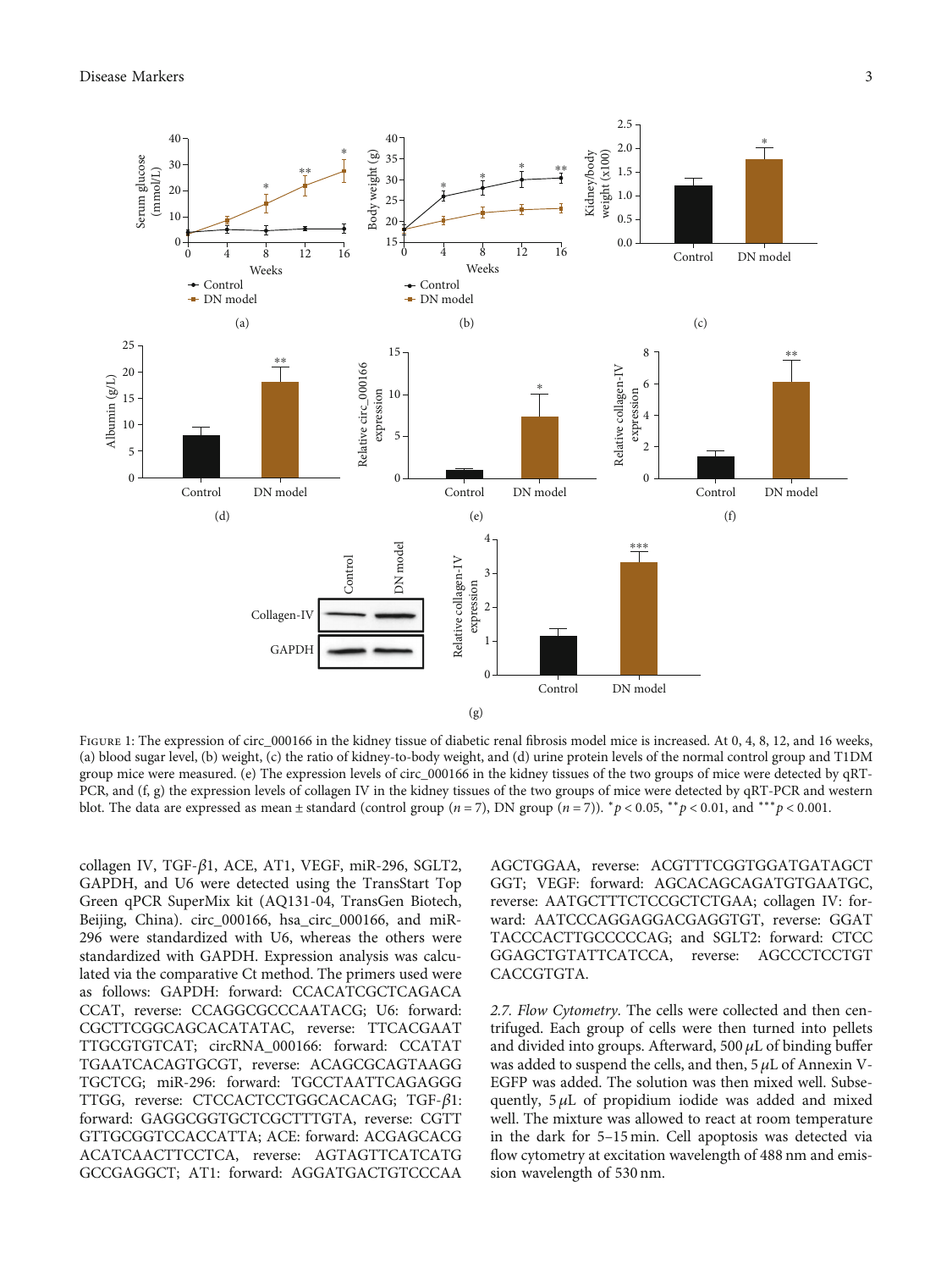Figure 1: The expression of circ_000166 in the kidney tissue of diabetic renal fibrosis model mice is increased. At 0, 4, 8, 12, and 16 weeks, (a) blood sugar level, (b) weight, (c) the ratio of kidney-to-body weight, and (d) urine protein levels of the normal control group and T1DM group mice were measured. (e) The expression levels of circ_000166 in the kidney tissues of the two groups of mice were detected by qRT-PCR, and (f, g) the expression levels of collagen IV in the kidney tissues of the two groups of mice were detected by qRT-PCR and western blot. The data are expressed as mean ± standard (control group ($n = 7$), DN group ($n = 7$)). $^{*}p < 0.05$, $^{**}p < 0.01$, and $^{***}p < 0.001$.

collagen IV, TGF-$\beta$1, ACE, AT1, VEGF, miR-296, SGLT2, GAPDH, and U6 were detected using the TransStart Top Green qPCR SuperMix kit (AQ131-04, TransGen Biotech, Beijing, China). circ_000166, hsa_circ_000166, and miR-296 were standardized with U6, whereas the others were standardized with GAPDH. Expression analysis was calculated via the comparative Ct method. The primers used were as follows: GAPDH: forward: CCACATCGCTCAGACACCAT, reverse: CCAGGCGCCCAATACG; U6: forward: CGCTTCGGCAGCACATATAC, reverse: TTCACGAATTTGCGTGTCAT; circRNA_000166: forward: CCATATGAATCACAGTGCGT, reverse: ACAGCGCAGTAAGGTGCTCG; miR-296: forward: TGCCTAATTCAGAGGGTTGG, reverse: CTCCACTCCTGGCACACAG; TGF-$\beta$1: forward: GAGGCGGTGCTCGCTTTGTA, reverse: CGTTGTTGCGGTCCACCATTA; ACE: forward: ACGAGCACGACATCAACTTCCTCA, reverse: AGTAGTTCATCATGGCCGAGGCT; AT1: forward: AGGATGACTGTCCCAAAGCTGGAA, reverse: ACGTTTCGGTGGATGATAGCTGGT; VEGF: forward: AGCACAGCAGATGTGAATGC, reverse: AATGCTTTCTCCGCTCTGAA; collagen IV: forward: AATCCCAGGAGGACGAGGTGT, reverse: GGATTACCCACTTGCCCCCAG; and SGLT2: forward: CTCCGGAGCTGTATTCATCCA, reverse: AGCCCTCCTGTCACCGTGTA.

*2.7. Flow Cytometry.* The cells were collected and then centrifuged. Each group of cells were then turned into pellets and divided into groups. Afterward, 500 $\mu$L of binding buffer was added to suspend the cells, and then, 5 $\mu$L of Annexin V-EGFP was added. The solution was then mixed well. Subsequently, 5 $\mu$L of propidium iodide was added and mixed well. The mixture was allowed to react at room temperature in the dark for 5–15 min. Cell apoptosis was detected via flow cytometry at excitation wavelength of 488 nm and emission wavelength of 530 nm.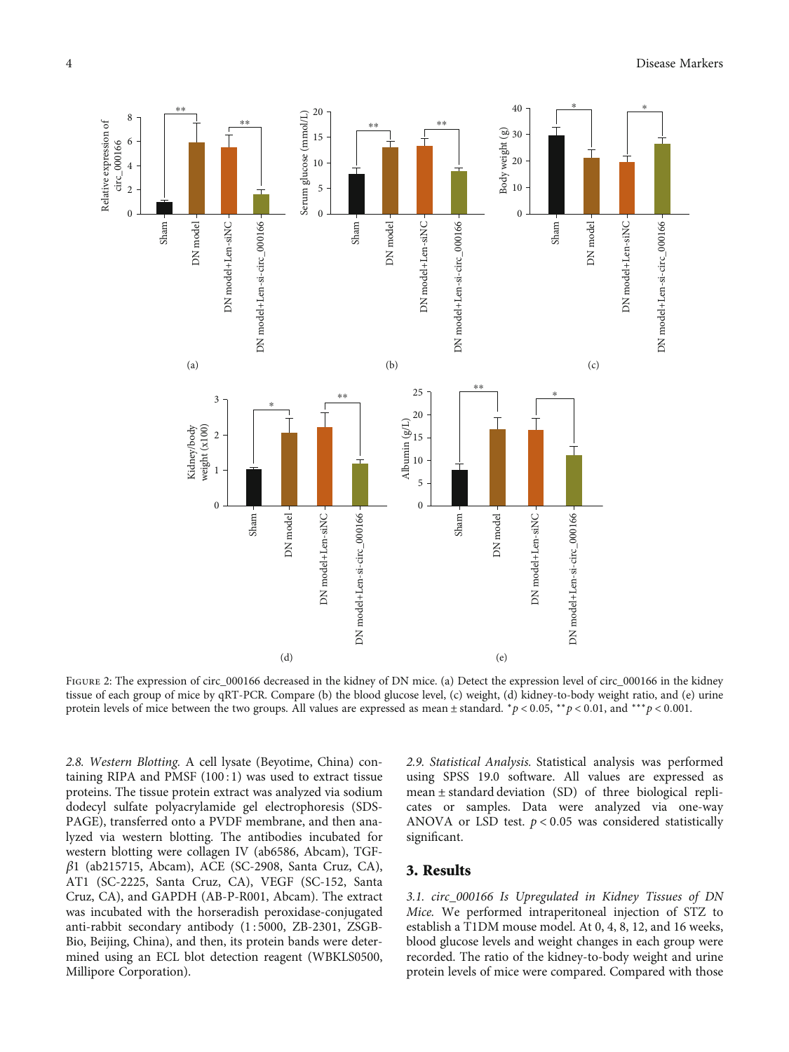Figure 2: The expression of circ_000166 decreased in the kidney of DN mice. (a) Detect the expression level of circ_000166 in the kidney tissue of each group of mice by qRT-PCR. Compare (b) the blood glucose level, (c) weight, (d) kidney-to-body weight ratio, and (e) urine protein levels of mice between the two groups. All values are expressed as mean ± standard. $^{*}p < 0.05$, $^{**}p < 0.01$, and $^{***}p < 0.001$.

*2.8. Western Blotting.* A cell lysate (Beyotime, China) containing RIPA and PMSF (100 : 1) was used to extract tissue proteins. The tissue protein extract was analyzed via sodium dodecyl sulfate polyacrylamide gel electrophoresis (SDS-PAGE), transferred onto a PVDF membrane, and then analyzed via western blotting. The antibodies incubated for western blotting were collagen IV (ab6586, Abcam), TGF-$\beta$1 (ab215715, Abcam), ACE (SC-2908, Santa Cruz, CA), AT1 (SC-2225, Santa Cruz, CA), VEGF (SC-152, Santa Cruz, CA), and GAPDH (AB-P-R001, Abcam). The extract was incubated with the horseradish peroxidase-conjugated anti-rabbit secondary antibody (1 : 5000, ZB-2301, ZSGB-Bio, Beijing, China), and then, its protein bands were determined using an ECL blot detection reagent (WBKLS0500, Millipore Corporation).

*2.9. Statistical Analysis.* Statistical analysis was performed using SPSS 19.0 software. All values are expressed as mean ± standard deviation (SD) of three biological replicates or samples. Data were analyzed via one-way ANOVA or LSD test. $p < 0.05$ was considered statistically significant.

## 3. Results

*3.1. circ_000166 Is Upregulated in Kidney Tissues of DN Mice.* We performed intraperitoneal injection of STZ to establish a T1DM mouse model. At 0, 4, 8, 12, and 16 weeks, blood glucose levels and weight changes in each group were recorded. The ratio of the kidney-to-body weight and urine protein levels of mice were compared. Compared with those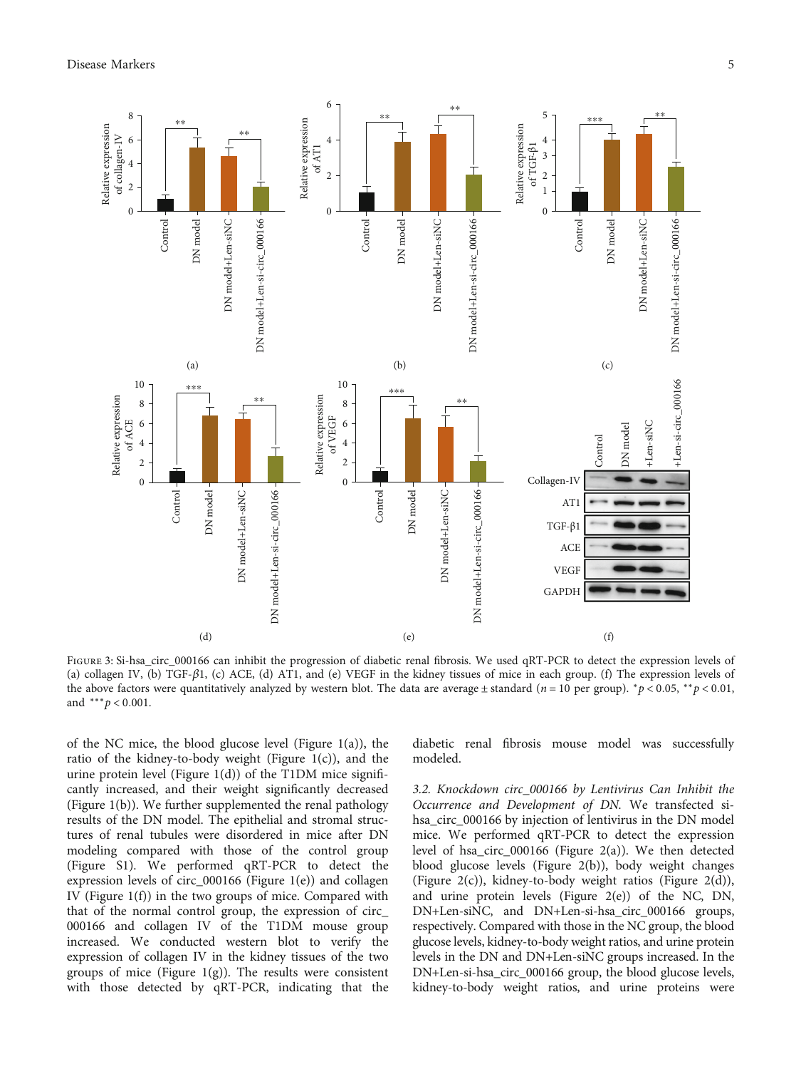Figure 3: Si-hsa_circ_000166 can inhibit the progression of diabetic renal fibrosis. We used qRT-PCR to detect the expression levels of (a) collagen IV, (b) TGF-$\beta$1, (c) ACE, (d) AT1, and (e) VEGF in the kidney tissues of mice in each group. (f) The expression levels of the above factors were quantitatively analyzed by western blot. The data are average ± standard ($n = 10$ per group). $^{*}p < 0.05$, $^{**}p < 0.01$, and $^{***}p < 0.001$.

of the NC mice, the blood glucose level (Figure 1(a)), the ratio of the kidney-to-body weight (Figure 1(c)), and the urine protein level (Figure 1(d)) of the T1DM mice significantly increased, and their weight significantly decreased (Figure 1(b)). We further supplemented the renal pathology results of the DN model. The epithelial and stromal structures of renal tubules were disordered in mice after DN modeling compared with those of the control group (Figure S1). We performed qRT-PCR to detect the expression levels of circ_000166 (Figure 1(e)) and collagen IV (Figure 1(f)) in the two groups of mice. Compared with that of the normal control group, the expression of circ_000166 and collagen IV of the T1DM mouse group increased. We conducted western blot to verify the expression of collagen IV in the kidney tissues of the two groups of mice (Figure 1(g)). The results were consistent with those detected by qRT-PCR, indicating that the diabetic renal fibrosis mouse model was successfully modeled.

*3.2. Knockdown circ_000166 by Lentivirus Can Inhibit the Occurrence and Development of DN.* We transfected si-hsa_circ_000166 by injection of lentivirus in the DN model mice. We performed qRT-PCR to detect the expression level of hsa_circ_000166 (Figure 2(a)). We then detected blood glucose levels (Figure 2(b)), body weight changes (Figure 2(c)), kidney-to-body weight ratios (Figure 2(d)), and urine protein levels (Figure 2(e)) of the NC, DN, DN+Len-siNC, and DN+Len-si-hsa_circ_000166 groups, respectively. Compared with those in the NC group, the blood glucose levels, kidney-to-body weight ratios, and urine protein levels in the DN and DN+Len-siNC groups increased. In the DN+Len-si-hsa_circ_000166 group, the blood glucose levels, kidney-to-body weight ratios, and urine proteins were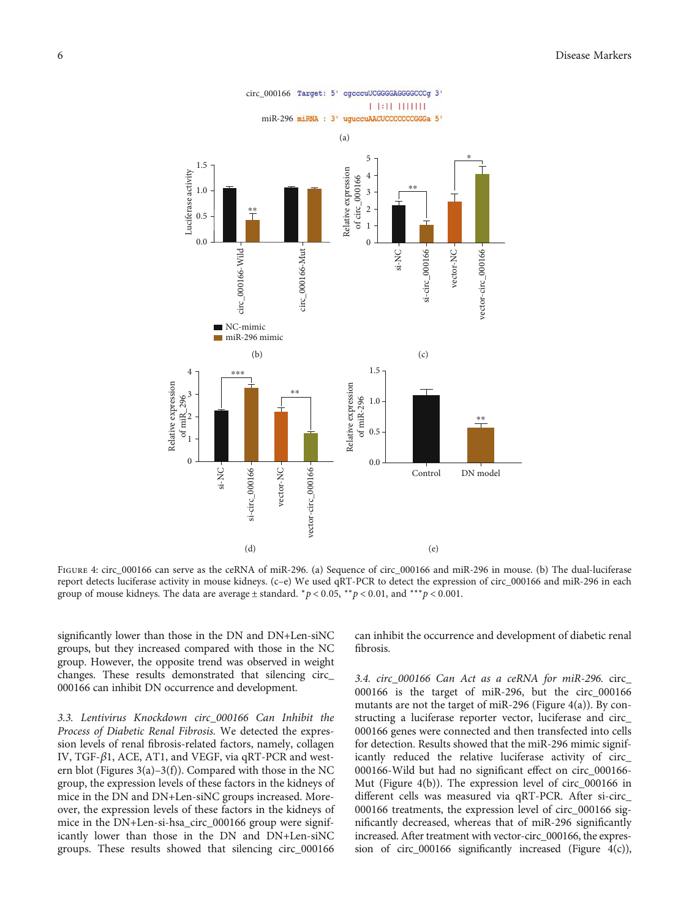Figure 4: circ_000166 can serve as the ceRNA of miR-296. (a) Sequence of circ_000166 and miR-296 in mouse. (b) The dual-luciferase report detects luciferase activity in mouse kidneys. (c–e) We used qRT-PCR to detect the expression of circ_000166 and miR-296 in each group of mouse kidneys. The data are average ± standard. $^{*}p < 0.05$, $^{**}p < 0.01$, and $^{***}p < 0.001$.

significantly lower than those in the DN and DN+Len-siNC groups, but they increased compared with those in the NC group. However, the opposite trend was observed in weight changes. These results demonstrated that silencing circ_000166 can inhibit DN occurrence and development.

*3.3. Lentivirus Knockdown circ_000166 Can Inhibit the Process of Diabetic Renal Fibrosis.* We detected the expression levels of renal fibrosis-related factors, namely, collagen IV, TGF-$\beta$1, ACE, AT1, and VEGF, via qRT-PCR and western blot (Figures 3(a)–3(f)). Compared with those in the NC group, the expression levels of these factors in the kidneys of mice in the DN and DN+Len-siNC groups increased. Moreover, the expression levels of these factors in the kidneys of mice in the DN+Len-si-hsa_circ_000166 group were significantly lower than those in the DN and DN+Len-siNC groups. These results showed that silencing circ_000166 can inhibit the occurrence and development of diabetic renal fibrosis.

*3.4. circ_000166 Can Act as a ceRNA for miR-296.* circ_000166 is the target of miR-296, but the circ_000166 mutants are not the target of miR-296 (Figure 4(a)). By constructing a luciferase reporter vector, luciferase and circ_000166 genes were connected and then transfected into cells for detection. Results showed that the miR-296 mimic significantly reduced the relative luciferase activity of circ_000166-Wild but had no significant effect on circ_000166-Mut (Figure 4(b)). The expression level of circ_000166 in different cells was measured via qRT-PCR. After si-circ_000166 treatments, the expression level of circ_000166 significantly decreased, whereas that of miR-296 significantly increased. After treatment with vector-circ_000166, the expression of circ_000166 significantly increased (Figure 4(c)),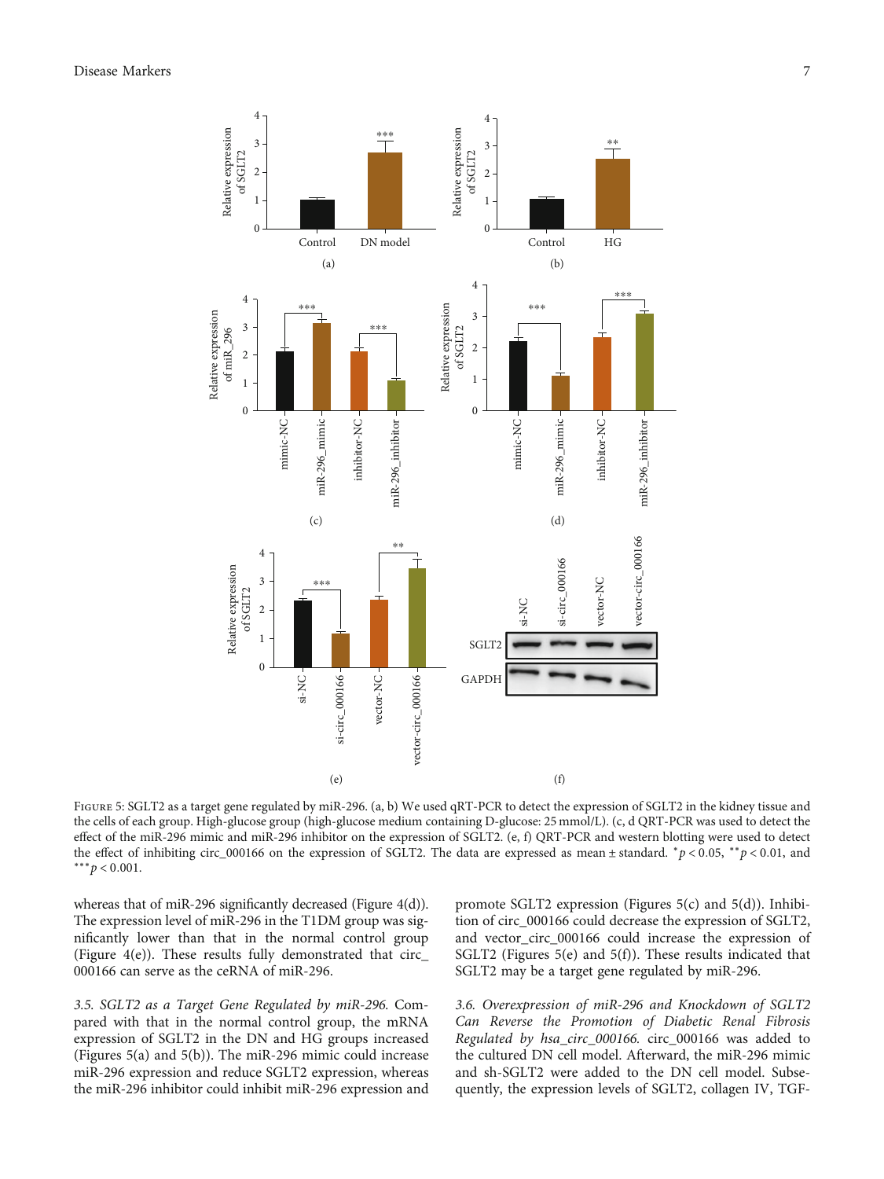Figure 5: SGLT2 as a target gene regulated by miR-296. (a, b) We used qRT-PCR to detect the expression of SGLT2 in the kidney tissue and the cells of each group. High-glucose group (high-glucose medium containing D-glucose: 25 mmol/L). (c, d QRT-PCR was used to detect the effect of the miR-296 mimic and miR-296 inhibitor on the expression of SGLT2. (e, f) QRT-PCR and western blotting were used to detect the effect of inhibiting circ_000166 on the expression of SGLT2. The data are expressed as mean ± standard. $^{*}p < 0.05$, $^{**}p < 0.01$, and $^{***}p < 0.001$.

whereas that of miR-296 significantly decreased (Figure 4(d)). The expression level of miR-296 in the T1DM group was significantly lower than that in the normal control group (Figure 4(e)). These results fully demonstrated that circ_000166 can serve as the ceRNA of miR-296.

*3.5. SGLT2 as a Target Gene Regulated by miR-296.* Compared with that in the normal control group, the mRNA expression of SGLT2 in the DN and HG groups increased (Figures 5(a) and 5(b)). The miR-296 mimic could increase miR-296 expression and reduce SGLT2 expression, whereas the miR-296 inhibitor could inhibit miR-296 expression and promote SGLT2 expression (Figures 5(c) and 5(d)). Inhibition of circ_000166 could decrease the expression of SGLT2, and vector_circ_000166 could increase the expression of SGLT2 (Figures 5(e) and 5(f)). These results indicated that SGLT2 may be a target gene regulated by miR-296.

*3.6. Overexpression of miR-296 and Knockdown of SGLT2 Can Reverse the Promotion of Diabetic Renal Fibrosis Regulated by hsa_circ_000166.* circ_000166 was added to the cultured DN cell model. Afterward, the miR-296 mimic and sh-SGLT2 were added to the DN cell model. Subsequently, the expression levels of SGLT2, collagen IV, TGF-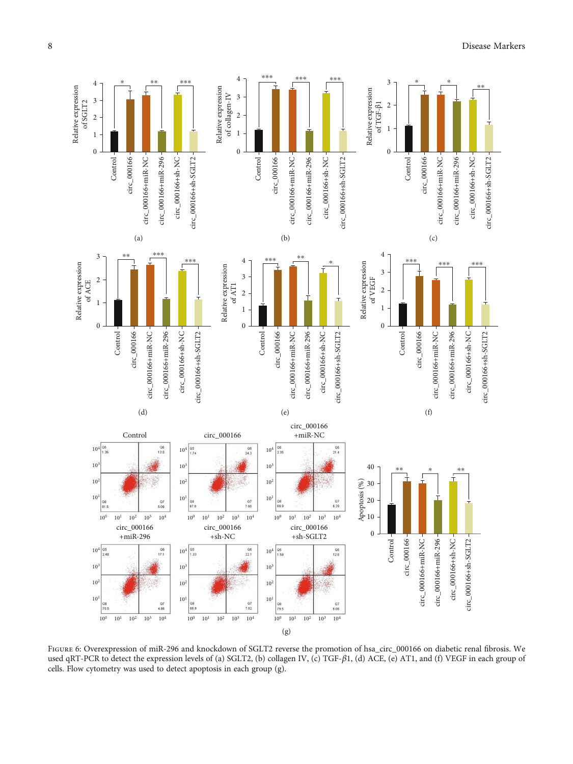Figure 6: Overexpression of miR-296 and knockdown of SGLT2 reverse the promotion of hsa_circ_000166 on diabetic renal fibrosis. We used qRT-PCR to detect the expression levels of (a) SGLT2, (b) collagen IV, (c) TGF-$\beta$1, (d) ACE, (e) AT1, and (f) VEGF in each group of cells. Flow cytometry was used to detect apoptosis in each group (g).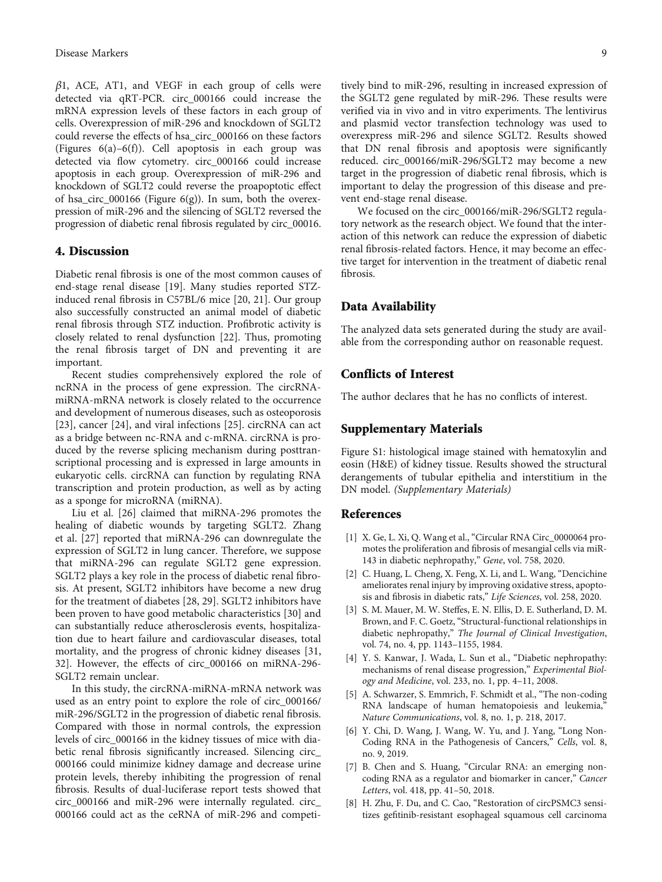$\beta$1, ACE, AT1, and VEGF in each group of cells were detected via qRT-PCR. circ_000166 could increase the mRNA expression levels of these factors in each group of cells. Overexpression of miR-296 and knockdown of SGLT2 could reverse the effects of hsa_circ_000166 on these factors (Figures 6(a)–6(f)). Cell apoptosis in each group was detected via flow cytometry. circ_000166 could increase apoptosis in each group. Overexpression of miR-296 and knockdown of SGLT2 could reverse the proapoptotic effect of hsa_circ_000166 (Figure 6(g)). In sum, both the overexpression of miR-296 and the silencing of SGLT2 reversed the progression of diabetic renal fibrosis regulated by circ_00016.

## 4. Discussion

Diabetic renal fibrosis is one of the most common causes of end-stage renal disease [19]. Many studies reported STZ-induced renal fibrosis in C57BL/6 mice [20, 21]. Our group also successfully constructed an animal model of diabetic renal fibrosis through STZ induction. Profibrotic activity is closely related to renal dysfunction [22]. Thus, promoting the renal fibrosis target of DN and preventing it are important.

Recent studies comprehensively explored the role of ncRNA in the process of gene expression. The circRNA-miRNA-mRNA network is closely related to the occurrence and development of numerous diseases, such as osteoporosis [23], cancer [24], and viral infections [25]. circRNA can act as a bridge between nc-RNA and c-mRNA. circRNA is produced by the reverse splicing mechanism during posttranscriptional processing and is expressed in large amounts in eukaryotic cells. circRNA can function by regulating RNA transcription and protein production, as well as by acting as a sponge for microRNA (miRNA).

Liu et al. [26] claimed that miRNA-296 promotes the healing of diabetic wounds by targeting SGLT2. Zhang et al. [27] reported that miRNA-296 can downregulate the expression of SGLT2 in lung cancer. Therefore, we suppose that miRNA-296 can regulate SGLT2 gene expression. SGLT2 plays a key role in the process of diabetic renal fibrosis. At present, SGLT2 inhibitors have become a new drug for the treatment of diabetes [28, 29]. SGLT2 inhibitors have been proven to have good metabolic characteristics [30] and can substantially reduce atherosclerosis events, hospitalization due to heart failure and cardiovascular diseases, total mortality, and the progress of chronic kidney diseases [31, 32]. However, the effects of circ_000166 on miRNA-296-SGLT2 remain unclear.

In this study, the circRNA-miRNA-mRNA network was used as an entry point to explore the role of circ_000166/miR-296/SGLT2 in the progression of diabetic renal fibrosis. Compared with those in normal controls, the expression levels of circ_000166 in the kidney tissues of mice with diabetic renal fibrosis significantly increased. Silencing circ_000166 could minimize kidney damage and decrease urine protein levels, thereby inhibiting the progression of renal fibrosis. Results of dual-luciferase report tests showed that circ_000166 and miR-296 were internally regulated. circ_000166 could act as the ceRNA of miR-296 and competitively bind to miR-296, resulting in increased expression of the SGLT2 gene regulated by miR-296. These results were verified via in vivo and in vitro experiments. The lentivirus and plasmid vector transfection technology was used to overexpress miR-296 and silence SGLT2. Results showed that DN renal fibrosis and apoptosis were significantly reduced. circ_000166/miR-296/SGLT2 may become a new target in the progression of diabetic renal fibrosis, which is important to delay the progression of this disease and prevent end-stage renal disease.

We focused on the circ_000166/miR-296/SGLT2 regulatory network as the research object. We found that the interaction of this network can reduce the expression of diabetic renal fibrosis-related factors. Hence, it may become an effective target for intervention in the treatment of diabetic renal fibrosis.

## Data Availability

The analyzed data sets generated during the study are available from the corresponding author on reasonable request.

## Conflicts of Interest

The author declares that he has no conflicts of interest.

## Supplementary Materials

Figure S1: histological image stained with hematoxylin and eosin (H&E) of kidney tissue. Results showed the structural derangements of tubular epithelia and interstitium in the DN model. *(Supplementary Materials)*

## References

[1] X. Ge, L. Xi, Q. Wang et al., "Circular RNA Circ_0000064 promotes the proliferation and fibrosis of mesangial cells via miR-143 in diabetic nephropathy," *Gene*, vol. 758, 2020.

[2] C. Huang, L. Cheng, X. Feng, X. Li, and L. Wang, "Dencichine ameliorates renal injury by improving oxidative stress, apoptosis and fibrosis in diabetic rats," *Life Sciences*, vol. 258, 2020.

[3] S. M. Mauer, M. W. Steffes, E. N. Ellis, D. E. Sutherland, D. M. Brown, and F. C. Goetz, "Structural-functional relationships in diabetic nephropathy," *The Journal of Clinical Investigation*, vol. 74, no. 4, pp. 1143–1155, 1984.

[4] Y. S. Kanwar, J. Wada, L. Sun et al., "Diabetic nephropathy: mechanisms of renal disease progression," *Experimental Biology and Medicine*, vol. 233, no. 1, pp. 4–11, 2008.

[5] A. Schwarzer, S. Emmrich, F. Schmidt et al., "The non-coding RNA landscape of human hematopoiesis and leukemia," *Nature Communications*, vol. 8, no. 1, p. 218, 2017.

[6] Y. Chi, D. Wang, J. Wang, W. Yu, and J. Yang, "Long Non-Coding RNA in the Pathogenesis of Cancers," *Cells*, vol. 8, no. 9, 2019.

[7] B. Chen and S. Huang, "Circular RNA: an emerging non-coding RNA as a regulator and biomarker in cancer," *Cancer Letters*, vol. 418, pp. 41–50, 2018.

[8] H. Zhu, F. Du, and C. Cao, "Restoration of circPSMC3 sensitizes gefitinib-resistant esophageal squamous cell carcinoma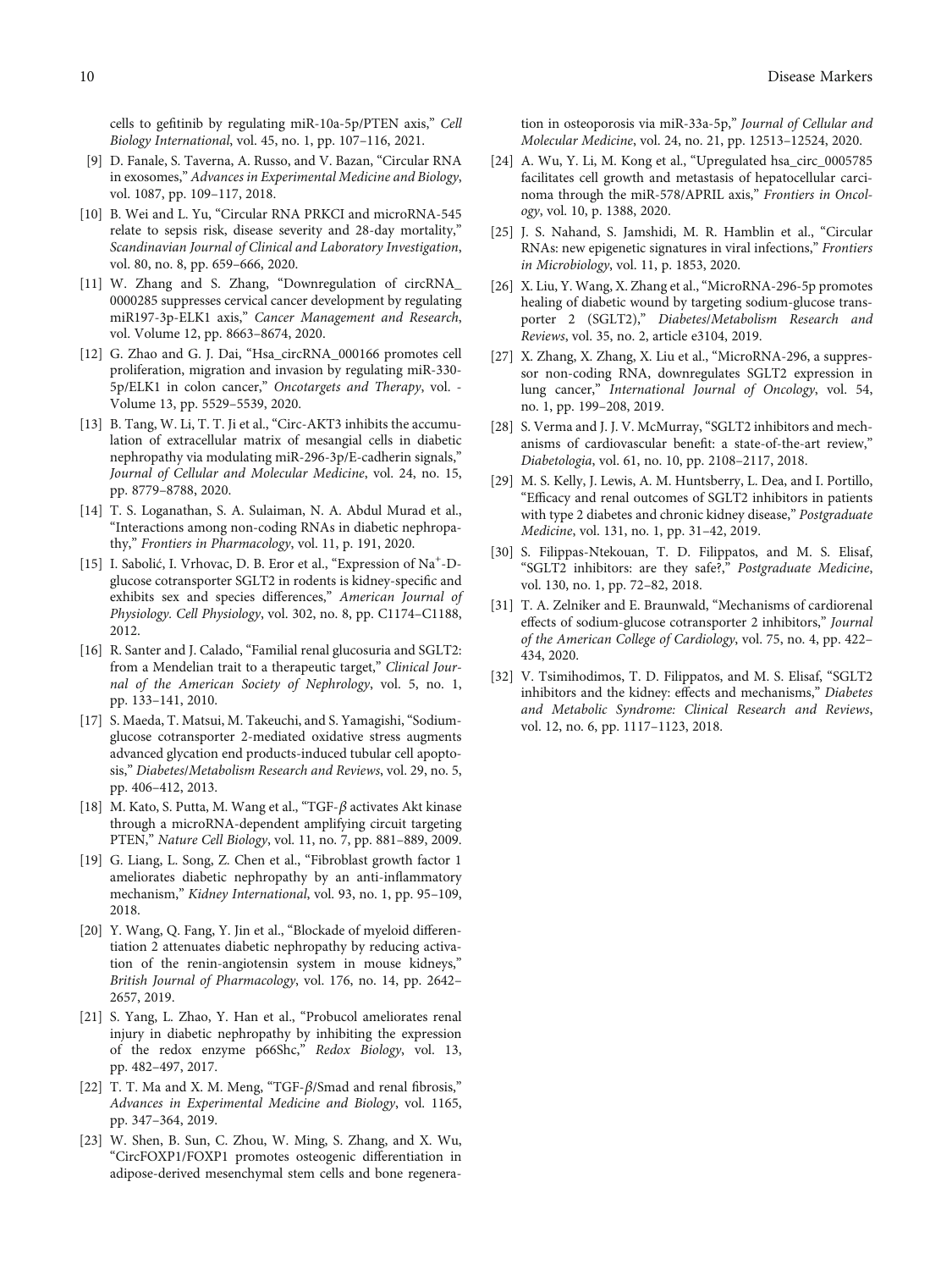cells to gefitinib by regulating miR-10a-5p/PTEN axis," *Cell Biology International*, vol. 45, no. 1, pp. 107–116, 2021.

[9] D. Fanale, S. Taverna, A. Russo, and V. Bazan, "Circular RNA in exosomes," *Advances in Experimental Medicine and Biology*, vol. 1087, pp. 109–117, 2018.

[10] B. Wei and L. Yu, "Circular RNA PRKCI and microRNA-545 relate to sepsis risk, disease severity and 28-day mortality," *Scandinavian Journal of Clinical and Laboratory Investigation*, vol. 80, no. 8, pp. 659–666, 2020.

[11] W. Zhang and S. Zhang, "Downregulation of circRNA_0000285 suppresses cervical cancer development by regulating miR197-3p-ELK1 axis," *Cancer Management and Research*, vol. Volume 12, pp. 8663–8674, 2020.

[12] G. Zhao and G. J. Dai, "Hsa_circRNA_000166 promotes cell proliferation, migration and invasion by regulating miR-330-5p/ELK1 in colon cancer," *Oncotargets and Therapy*, vol. - Volume 13, pp. 5529–5539, 2020.

[13] B. Tang, W. Li, T. T. Ji et al., "Circ-AKT3 inhibits the accumulation of extracellular matrix of mesangial cells in diabetic nephropathy via modulating miR-296-3p/E-cadherin signals," *Journal of Cellular and Molecular Medicine*, vol. 24, no. 15, pp. 8779–8788, 2020.

[14] T. S. Loganathan, S. A. Sulaiman, N. A. Abdul Murad et al., "Interactions among non-coding RNAs in diabetic nephropathy," *Frontiers in Pharmacology*, vol. 11, p. 191, 2020.

[15] I. Sabolić, I. Vrhovac, D. B. Eror et al., "Expression of $Na^+$-D-glucose cotransporter SGLT2 in rodents is kidney-specific and exhibits sex and species differences," *American Journal of Physiology. Cell Physiology*, vol. 302, no. 8, pp. C1174–C1188, 2012.

[16] R. Santer and J. Calado, "Familial renal glucosuria and SGLT2: from a Mendelian trait to a therapeutic target," *Clinical Journal of the American Society of Nephrology*, vol. 5, no. 1, pp. 133–141, 2010.

[17] S. Maeda, T. Matsui, M. Takeuchi, and S. Yamagishi, "Sodium-glucose cotransporter 2-mediated oxidative stress augments advanced glycation end products-induced tubular cell apoptosis," *Diabetes/Metabolism Research and Reviews*, vol. 29, no. 5, pp. 406–412, 2013.

[18] M. Kato, S. Putta, M. Wang et al., "TGF-$\beta$ activates Akt kinase through a microRNA-dependent amplifying circuit targeting PTEN," *Nature Cell Biology*, vol. 11, no. 7, pp. 881–889, 2009.

[19] G. Liang, L. Song, Z. Chen et al., "Fibroblast growth factor 1 ameliorates diabetic nephropathy by an anti-inflammatory mechanism," *Kidney International*, vol. 93, no. 1, pp. 95–109, 2018.

[20] Y. Wang, Q. Fang, Y. Jin et al., "Blockade of myeloid differentiation 2 attenuates diabetic nephropathy by reducing activation of the renin-angiotensin system in mouse kidneys," *British Journal of Pharmacology*, vol. 176, no. 14, pp. 2642–2657, 2019.

[21] S. Yang, L. Zhao, Y. Han et al., "Probucol ameliorates renal injury in diabetic nephropathy by inhibiting the expression of the redox enzyme p66Shc," *Redox Biology*, vol. 13, pp. 482–497, 2017.

[22] T. T. Ma and X. M. Meng, "TGF-$\beta$/Smad and renal fibrosis," *Advances in Experimental Medicine and Biology*, vol. 1165, pp. 347–364, 2019.

[23] W. Shen, B. Sun, C. Zhou, W. Ming, S. Zhang, and X. Wu, "CircFOXP1/FOXP1 promotes osteogenic differentiation in adipose-derived mesenchymal stem cells and bone regeneration in osteoporosis via miR-33a-5p," *Journal of Cellular and Molecular Medicine*, vol. 24, no. 21, pp. 12513–12524, 2020.

[24] A. Wu, Y. Li, M. Kong et al., "Upregulated hsa_circ_0005785 facilitates cell growth and metastasis of hepatocellular carcinoma through the miR-578/APRIL axis," *Frontiers in Oncology*, vol. 10, p. 1388, 2020.

[25] J. S. Nahand, S. Jamshidi, M. R. Hamblin et al., "Circular RNAs: new epigenetic signatures in viral infections," *Frontiers in Microbiology*, vol. 11, p. 1853, 2020.

[26] X. Liu, Y. Wang, X. Zhang et al., "MicroRNA-296-5p promotes healing of diabetic wound by targeting sodium-glucose transporter 2 (SGLT2)," *Diabetes/Metabolism Research and Reviews*, vol. 35, no. 2, article e3104, 2019.

[27] X. Zhang, X. Zhang, X. Liu et al., "MicroRNA-296, a suppressor non-coding RNA, downregulates SGLT2 expression in lung cancer," *International Journal of Oncology*, vol. 54, no. 1, pp. 199–208, 2019.

[28] S. Verma and J. J. V. McMurray, "SGLT2 inhibitors and mechanisms of cardiovascular benefit: a state-of-the-art review," *Diabetologia*, vol. 61, no. 10, pp. 2108–2117, 2018.

[29] M. S. Kelly, J. Lewis, A. M. Huntsberry, L. Dea, and I. Portillo, "Efficacy and renal outcomes of SGLT2 inhibitors in patients with type 2 diabetes and chronic kidney disease," *Postgraduate Medicine*, vol. 131, no. 1, pp. 31–42, 2019.

[30] S. Filippas-Ntekouan, T. D. Filippatos, and M. S. Elisaf, "SGLT2 inhibitors: are they safe?," *Postgraduate Medicine*, vol. 130, no. 1, pp. 72–82, 2018.

[31] T. A. Zelniker and E. Braunwald, "Mechanisms of cardiorenal effects of sodium-glucose cotransporter 2 inhibitors," *Journal of the American College of Cardiology*, vol. 75, no. 4, pp. 422–434, 2020.

[32] V. Tsimihodimos, T. D. Filippatos, and M. S. Elisaf, "SGLT2 inhibitors and the kidney: effects and mechanisms," *Diabetes and Metabolic Syndrome: Clinical Research and Reviews*, vol. 12, no. 6, pp. 1117–1123, 2018.